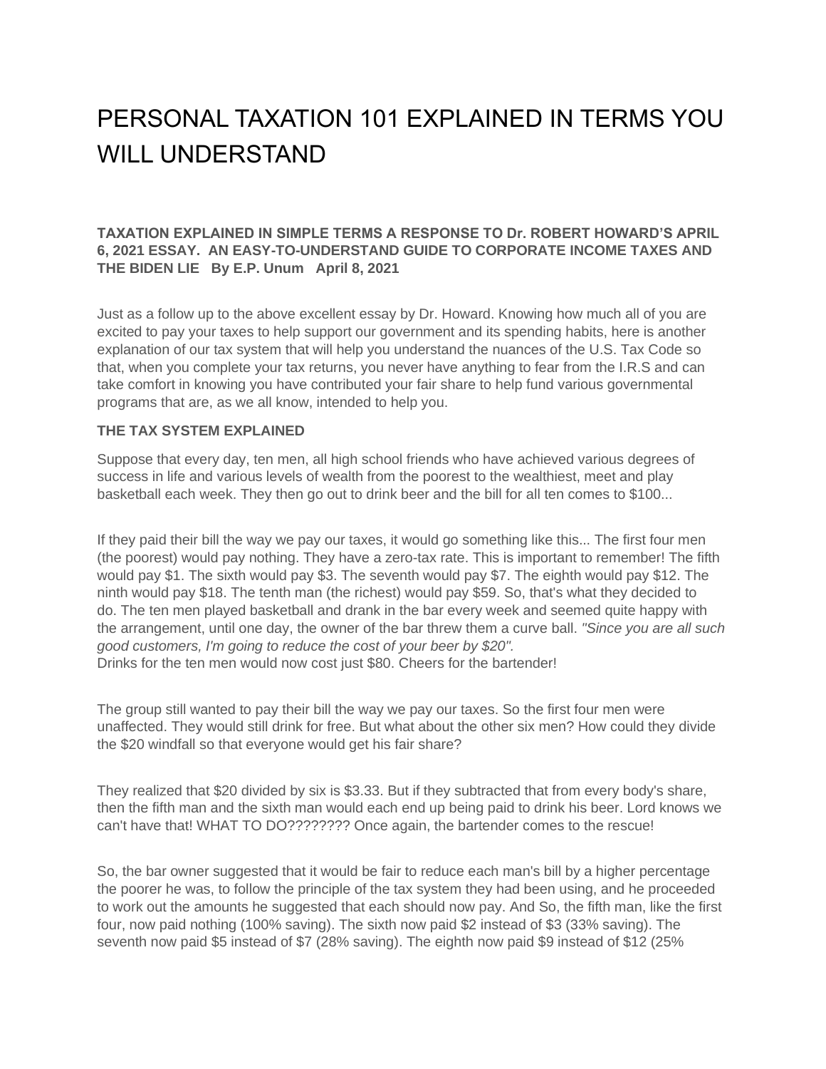# PERSONAL TAXATION 101 EXPLAINED IN TERMS YOU WILL UNDERSTAND

**TAXATION EXPLAINED IN SIMPLE TERMS A RESPONSE TO Dr. ROBERT HOWARD'S APRIL 6, 2021 ESSAY. AN EASY-TO-UNDERSTAND GUIDE TO CORPORATE INCOME TAXES AND THE BIDEN LIE By E.P. Unum April 8, 2021**

Just as a follow up to the above excellent essay by Dr. Howard. Knowing how much all of you are excited to pay your taxes to help support our government and its spending habits, here is another explanation of our tax system that will help you understand the nuances of the U.S. Tax Code so that, when you complete your tax returns, you never have anything to fear from the I.R.S and can take comfort in knowing you have contributed your fair share to help fund various governmental programs that are, as we all know, intended to help you.

**THE TAX SYSTEM EXPLAINED**

Suppose that every day, ten men, all high school friends who have achieved various degrees of success in life and various levels of wealth from the poorest to the wealthiest, meet and play basketball each week. They then go out to drink beer and the bill for all ten comes to $100...

If they paid their bill the way we pay our taxes, it would go something like this... The first four men (the poorest) would pay nothing. They have a zero-tax rate. This is important to remember! The fifth would pay $1. The sixth would pay $3. The seventh would pay $7. The eighth would pay $12. The ninth would pay $18. The tenth man (the richest) would pay $59. So, that's what they decided to do. The ten men played basketball and drank in the bar every week and seemed quite happy with the arrangement, until one day, the owner of the bar threw them a curve ball. *"Since you are all such good customers, I'm going to reduce the cost of your beer by $20".*
Drinks for the ten men would now cost just $80. Cheers for the bartender!

The group still wanted to pay their bill the way we pay our taxes. So the first four men were unaffected. They would still drink for free. But what about the other six men? How could they divide the $20 windfall so that everyone would get his fair share?

They realized that $20 divided by six is $3.33. But if they subtracted that from every body's share, then the fifth man and the sixth man would each end up being paid to drink his beer. Lord knows we can't have that! WHAT TO DO???????? Once again, the bartender comes to the rescue!

So, the bar owner suggested that it would be fair to reduce each man's bill by a higher percentage the poorer he was, to follow the principle of the tax system they had been using, and he proceeded to work out the amounts he suggested that each should now pay. And So, the fifth man, like the first four, now paid nothing (100% saving). The sixth now paid $2 instead of $3 (33% saving). The seventh now paid $5 instead of $7 (28% saving). The eighth now paid $9 instead of $12 (25%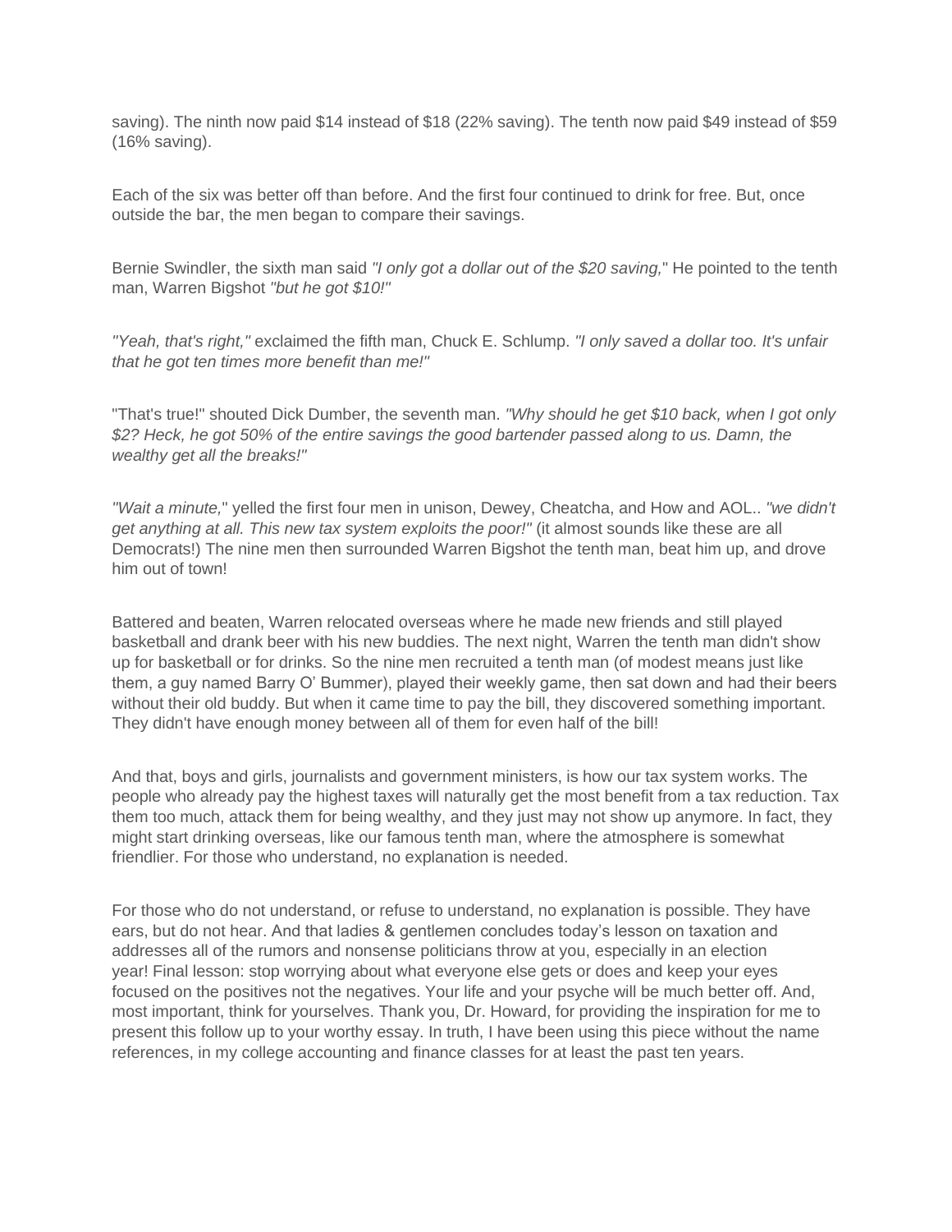saving). The ninth now paid $14 instead of $18 (22% saving). The tenth now paid $49 instead of $59 (16% saving).

Each of the six was better off than before. And the first four continued to drink for free. But, once outside the bar, the men began to compare their savings.

Bernie Swindler, the sixth man said *"I only got a dollar out of the $20 saving,"* He pointed to the tenth man, Warren Bigshot *"but he got $10!"*

*"Yeah, that's right,"* exclaimed the fifth man, Chuck E. Schlump. *"I only saved a dollar too. It's unfair that he got ten times more benefit than me!"*

"That's true!" shouted Dick Dumber, the seventh man. *"Why should he get $10 back, when I got only $2? Heck, he got 50% of the entire savings the good bartender passed along to us. Damn, the wealthy get all the breaks!"*

*"Wait a minute,"* yelled the first four men in unison, Dewey, Cheatcha, and How and AOL.. *"we didn't get anything at all. This new tax system exploits the poor!"* (it almost sounds like these are all Democrats!) The nine men then surrounded Warren Bigshot the tenth man, beat him up, and drove him out of town!

Battered and beaten, Warren relocated overseas where he made new friends and still played basketball and drank beer with his new buddies. The next night, Warren the tenth man didn't show up for basketball or for drinks. So the nine men recruited a tenth man (of modest means just like them, a guy named Barry O' Bummer), played their weekly game, then sat down and had their beers without their old buddy. But when it came time to pay the bill, they discovered something important. They didn't have enough money between all of them for even half of the bill!

And that, boys and girls, journalists and government ministers, is how our tax system works. The people who already pay the highest taxes will naturally get the most benefit from a tax reduction. Tax them too much, attack them for being wealthy, and they just may not show up anymore. In fact, they might start drinking overseas, like our famous tenth man, where the atmosphere is somewhat friendlier. For those who understand, no explanation is needed.

For those who do not understand, or refuse to understand, no explanation is possible. They have ears, but do not hear. And that ladies & gentlemen concludes today's lesson on taxation and addresses all of the rumors and nonsense politicians throw at you, especially in an election year! Final lesson: stop worrying about what everyone else gets or does and keep your eyes focused on the positives not the negatives. Your life and your psyche will be much better off. And, most important, think for yourselves. Thank you, Dr. Howard, for providing the inspiration for me to present this follow up to your worthy essay. In truth, I have been using this piece without the name references, in my college accounting and finance classes for at least the past ten years.